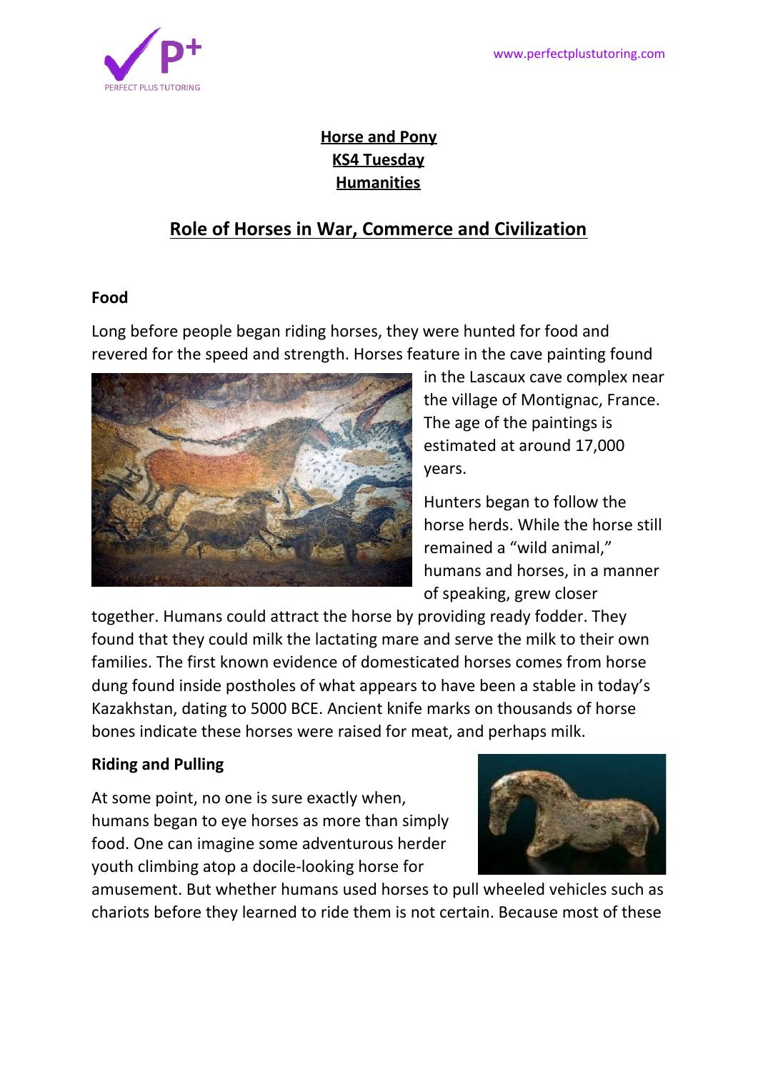**Horse and Pony**
**KS4 Tuesday**
**Humanities**

# Role of Horses in War, Commerce and Civilization

## Food

Long before people began riding horses, they were hunted for food and revered for the speed and strength. Horses feature in the cave painting found in the Lascaux cave complex near the village of Montignac, France. The age of the paintings is estimated at around 17,000 years.

Hunters began to follow the horse herds. While the horse still remained a "wild animal," humans and horses, in a manner of speaking, grew closer together. Humans could attract the horse by providing ready fodder. They found that they could milk the lactating mare and serve the milk to their own families. The first known evidence of domesticated horses comes from horse dung found inside postholes of what appears to have been a stable in today's Kazakhstan, dating to 5000 BCE. Ancient knife marks on thousands of horse bones indicate these horses were raised for meat, and perhaps milk.

## Riding and Pulling

At some point, no one is sure exactly when, humans began to eye horses as more than simply food. One can imagine some adventurous herder youth climbing atop a docile-looking horse for amusement. But whether humans used horses to pull wheeled vehicles such as chariots before they learned to ride them is not certain. Because most of these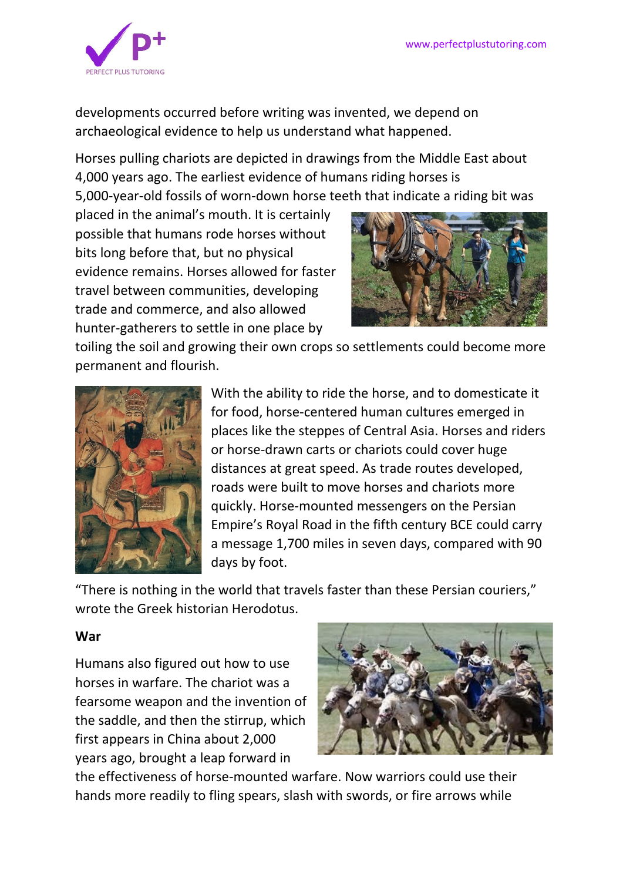developments occurred before writing was invented, we depend on archaeological evidence to help us understand what happened.

Horses pulling chariots are depicted in drawings from the Middle East about 4,000 years ago. The earliest evidence of humans riding horses is 5,000-year-old fossils of worn-down horse teeth that indicate a riding bit was placed in the animal's mouth. It is certainly possible that humans rode horses without bits long before that, but no physical evidence remains. Horses allowed for faster travel between communities, developing trade and commerce, and also allowed hunter-gatherers to settle in one place by toiling the soil and growing their own crops so settlements could become more permanent and flourish.

With the ability to ride the horse, and to domesticate it for food, horse-centered human cultures emerged in places like the steppes of Central Asia. Horses and riders or horse-drawn carts or chariots could cover huge distances at great speed. As trade routes developed, roads were built to move horses and chariots more quickly. Horse-mounted messengers on the Persian Empire's Royal Road in the fifth century BCE could carry a message 1,700 miles in seven days, compared with 90 days by foot.

"There is nothing in the world that travels faster than these Persian couriers," wrote the Greek historian Herodotus.

**War**

Humans also figured out how to use horses in warfare. The chariot was a fearsome weapon and the invention of the saddle, and then the stirrup, which first appears in China about 2,000 years ago, brought a leap forward in the effectiveness of horse-mounted warfare. Now warriors could use their hands more readily to fling spears, slash with swords, or fire arrows while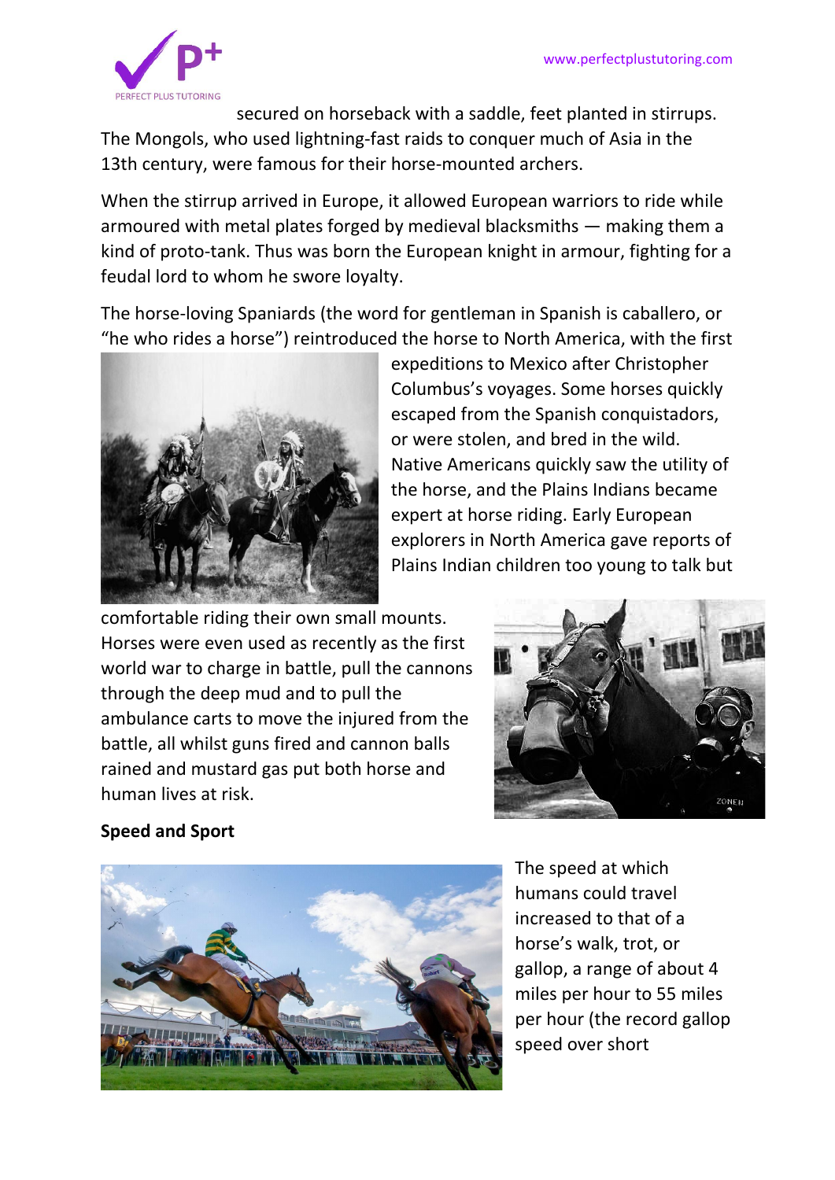secured on horseback with a saddle, feet planted in stirrups. The Mongols, who used lightning-fast raids to conquer much of Asia in the 13th century, were famous for their horse-mounted archers.

When the stirrup arrived in Europe, it allowed European warriors to ride while armoured with metal plates forged by medieval blacksmiths — making them a kind of proto-tank. Thus was born the European knight in armour, fighting for a feudal lord to whom he swore loyalty.

The horse-loving Spaniards (the word for gentleman in Spanish is caballero, or "he who rides a horse") reintroduced the horse to North America, with the first expeditions to Mexico after Christopher Columbus's voyages. Some horses quickly escaped from the Spanish conquistadors, or were stolen, and bred in the wild. Native Americans quickly saw the utility of the horse, and the Plains Indians became expert at horse riding. Early European explorers in North America gave reports of Plains Indian children too young to talk but comfortable riding their own small mounts. Horses were even used as recently as the first world war to charge in battle, pull the cannons through the deep mud and to pull the ambulance carts to move the injured from the battle, all whilst guns fired and cannon balls rained and mustard gas put both horse and human lives at risk.

**Speed and Sport**

The speed at which humans could travel increased to that of a horse's walk, trot, or gallop, a range of about 4 miles per hour to 55 miles per hour (the record gallop speed over short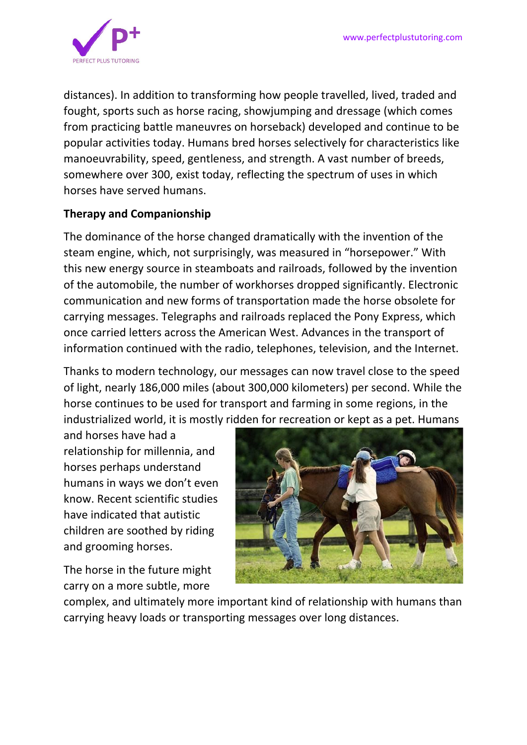distances). In addition to transforming how people travelled, lived, traded and fought, sports such as horse racing, showjumping and dressage (which comes from practicing battle maneuvres on horseback) developed and continue to be popular activities today. Humans bred horses selectively for characteristics like manoeuvrability, speed, gentleness, and strength. A vast number of breeds, somewhere over 300, exist today, reflecting the spectrum of uses in which horses have served humans.

**Therapy and Companionship**

The dominance of the horse changed dramatically with the invention of the steam engine, which, not surprisingly, was measured in "horsepower." With this new energy source in steamboats and railroads, followed by the invention of the automobile, the number of workhorses dropped significantly. Electronic communication and new forms of transportation made the horse obsolete for carrying messages. Telegraphs and railroads replaced the Pony Express, which once carried letters across the American West. Advances in the transport of information continued with the radio, telephones, television, and the Internet.

Thanks to modern technology, our messages can now travel close to the speed of light, nearly 186,000 miles (about 300,000 kilometers) per second. While the horse continues to be used for transport and farming in some regions, in the industrialized world, it is mostly ridden for recreation or kept as a pet. Humans and horses have had a relationship for millennia, and horses perhaps understand humans in ways we don't even know. Recent scientific studies have indicated that autistic children are soothed by riding and grooming horses.

The horse in the future might carry on a more subtle, more complex, and ultimately more important kind of relationship with humans than carrying heavy loads or transporting messages over long distances.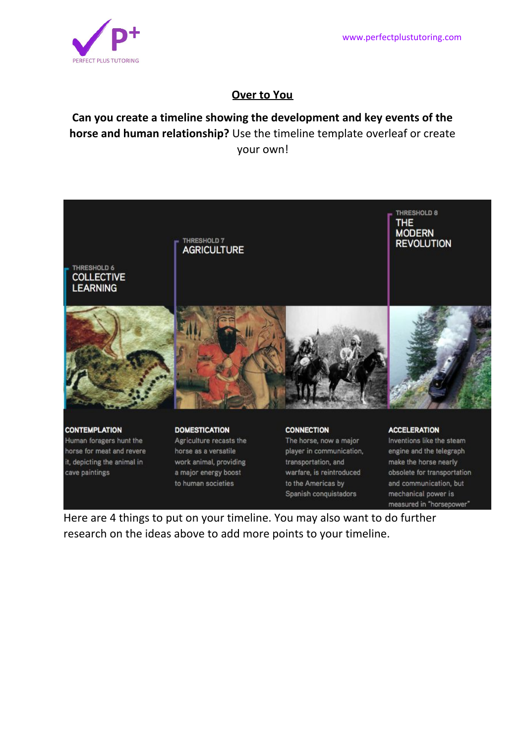## Over to You

**Can you create a timeline showing the development and key events of the horse and human relationship?** Use the timeline template overleaf or create your own!

THRESHOLD 6
COLLECTIVE LEARNING

THRESHOLD 7
AGRICULTURE

THRESHOLD 8
THE MODERN REVOLUTION

**CONTEMPLATION**
Human foragers hunt the horse for meat and revere it, depicting the animal in cave paintings

**DOMESTICATION**
Agriculture recasts the horse as a versatile work animal, providing a major energy boost to human societies

**CONNECTION**
The horse, now a major player in communication, transportation, and warfare, is reintroduced to the Americas by Spanish conquistadors

**ACCELERATION**
Inventions like the steam engine and the telegraph make the horse nearly obsolete for transportation and communication, but mechanical power is measured in "horsepower"

Here are 4 things to put on your timeline. You may also want to do further research on the ideas above to add more points to your timeline.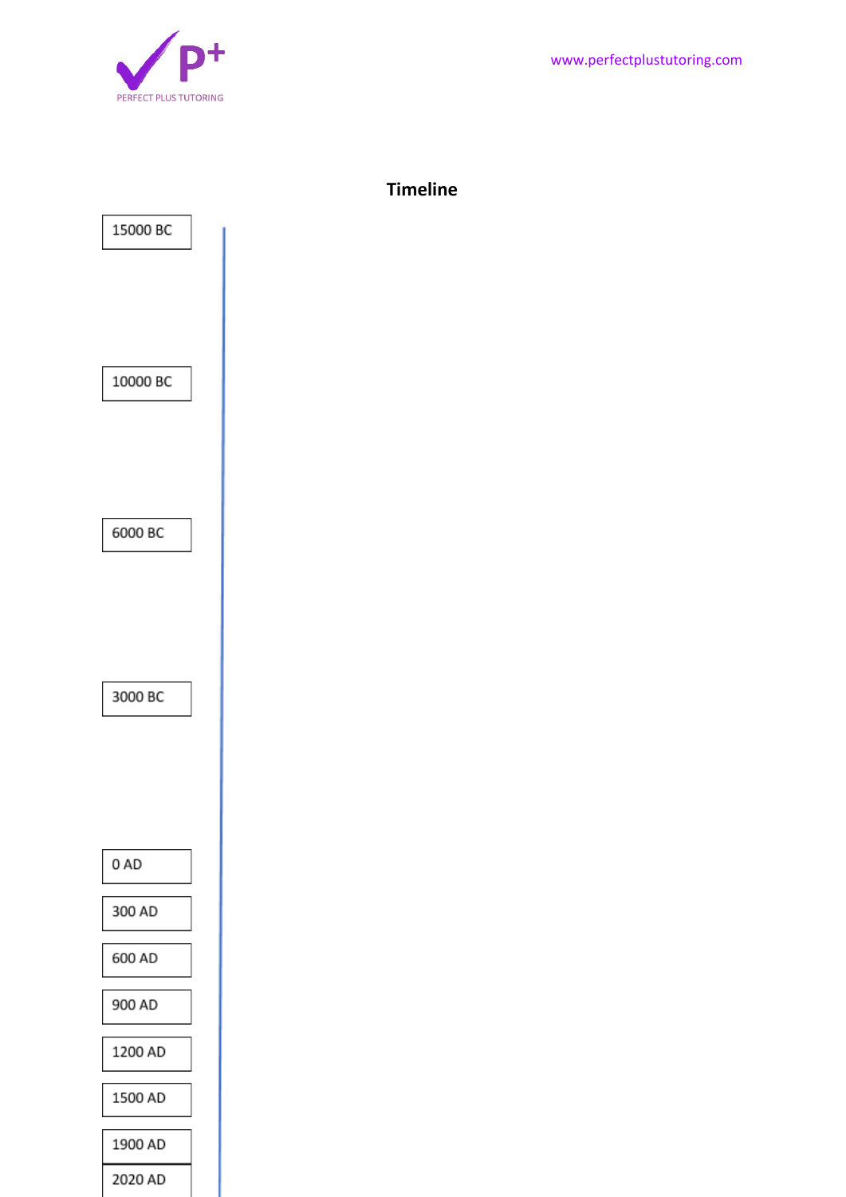**Timeline**

15000 BC

10000 BC

6000 BC

3000 BC

0 AD

300 AD

600 AD

900 AD

1200 AD

1500 AD

1900 AD

2020 AD